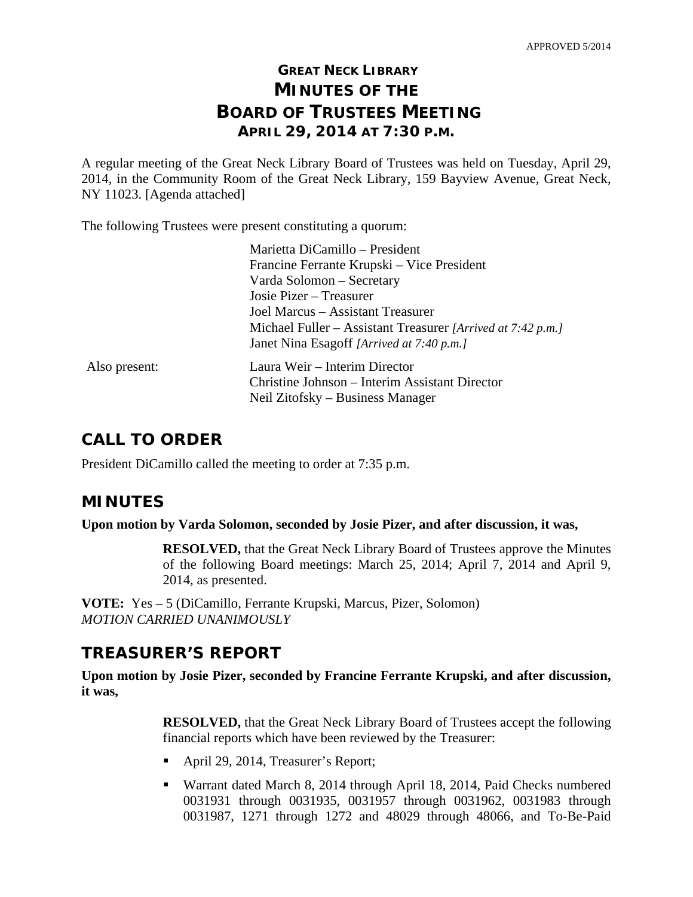APPROVED 5/2014

# GREAT NECK LIBRARY
# MINUTES OF THE
# BOARD OF TRUSTEES MEETING
### APRIL 29, 2014 AT 7:30 P.M.

A regular meeting of the Great Neck Library Board of Trustees was held on Tuesday, April 29, 2014, in the Community Room of the Great Neck Library, 159 Bayview Avenue, Great Neck, NY 11023. [Agenda attached]

The following Trustees were present constituting a quorum:

Marietta DiCamillo – President
Francine Ferrante Krupski – Vice President
Varda Solomon – Secretary
Josie Pizer – Treasurer
Joel Marcus – Assistant Treasurer
Michael Fuller – Assistant Treasurer *[Arrived at 7:42 p.m.]*
Janet Nina Esagoff *[Arrived at 7:40 p.m.]*

Also present:

Laura Weir – Interim Director
Christine Johnson – Interim Assistant Director
Neil Zitofsky – Business Manager

## CALL TO ORDER

President DiCamillo called the meeting to order at 7:35 p.m.

## MINUTES

**Upon motion by Varda Solomon, seconded by Josie Pizer, and after discussion, it was,**

> **RESOLVED,** that the Great Neck Library Board of Trustees approve the Minutes of the following Board meetings: March 25, 2014; April 7, 2014 and April 9, 2014, as presented.

**VOTE:** Yes – 5 (DiCamillo, Ferrante Krupski, Marcus, Pizer, Solomon)
*MOTION CARRIED UNANIMOUSLY*

## TREASURER'S REPORT

**Upon motion by Josie Pizer, seconded by Francine Ferrante Krupski, and after discussion, it was,**

> **RESOLVED,** that the Great Neck Library Board of Trustees accept the following financial reports which have been reviewed by the Treasurer:
>
> - April 29, 2014, Treasurer's Report;
> - Warrant dated March 8, 2014 through April 18, 2014, Paid Checks numbered 0031931 through 0031935, 0031957 through 0031962, 0031983 through 0031987, 1271 through 1272 and 48029 through 48066, and To-Be-Paid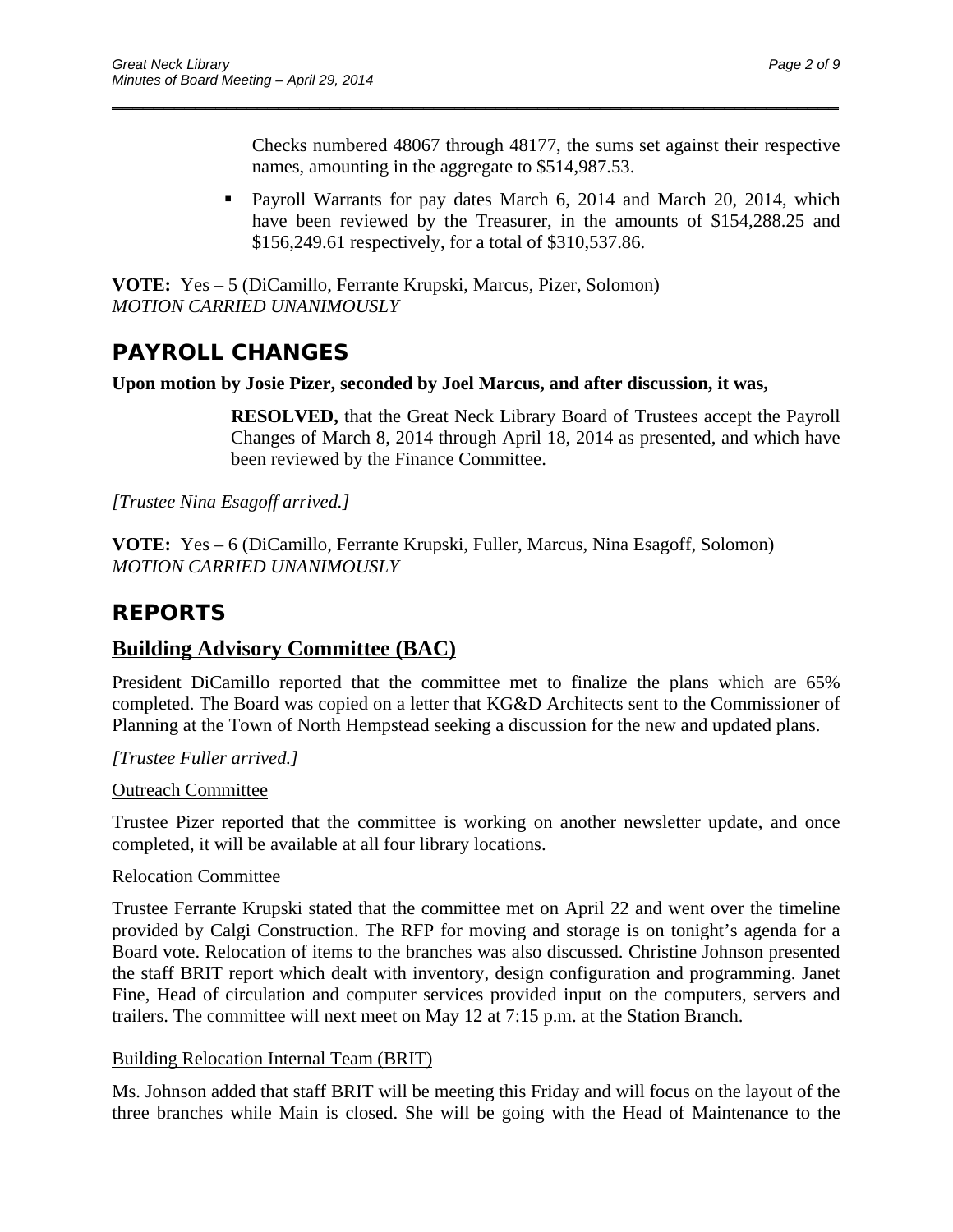Checks numbered 48067 through 48177, the sums set against their respective names, amounting in the aggregate to $514,987.53.

- Payroll Warrants for pay dates March 6, 2014 and March 20, 2014, which have been reviewed by the Treasurer, in the amounts of $154,288.25 and $156,249.61 respectively, for a total of $310,537.86.

**VOTE:** Yes – 5 (DiCamillo, Ferrante Krupski, Marcus, Pizer, Solomon)
*MOTION CARRIED UNANIMOUSLY*

## PAYROLL CHANGES

**Upon motion by Josie Pizer, seconded by Joel Marcus, and after discussion, it was,**

> **RESOLVED,** that the Great Neck Library Board of Trustees accept the Payroll Changes of March 8, 2014 through April 18, 2014 as presented, and which have been reviewed by the Finance Committee.

*[Trustee Nina Esagoff arrived.]*

**VOTE:** Yes – 6 (DiCamillo, Ferrante Krupski, Fuller, Marcus, Nina Esagoff, Solomon)
*MOTION CARRIED UNANIMOUSLY*

## REPORTS

### Building Advisory Committee (BAC)

President DiCamillo reported that the committee met to finalize the plans which are 65% completed. The Board was copied on a letter that KG&D Architects sent to the Commissioner of Planning at the Town of North Hempstead seeking a discussion for the new and updated plans.

*[Trustee Fuller arrived.]*

Outreach Committee

Trustee Pizer reported that the committee is working on another newsletter update, and once completed, it will be available at all four library locations.

Relocation Committee

Trustee Ferrante Krupski stated that the committee met on April 22 and went over the timeline provided by Calgi Construction. The RFP for moving and storage is on tonight's agenda for a Board vote. Relocation of items to the branches was also discussed. Christine Johnson presented the staff BRIT report which dealt with inventory, design configuration and programming. Janet Fine, Head of circulation and computer services provided input on the computers, servers and trailers. The committee will next meet on May 12 at 7:15 p.m. at the Station Branch.

Building Relocation Internal Team (BRIT)

Ms. Johnson added that staff BRIT will be meeting this Friday and will focus on the layout of the three branches while Main is closed. She will be going with the Head of Maintenance to the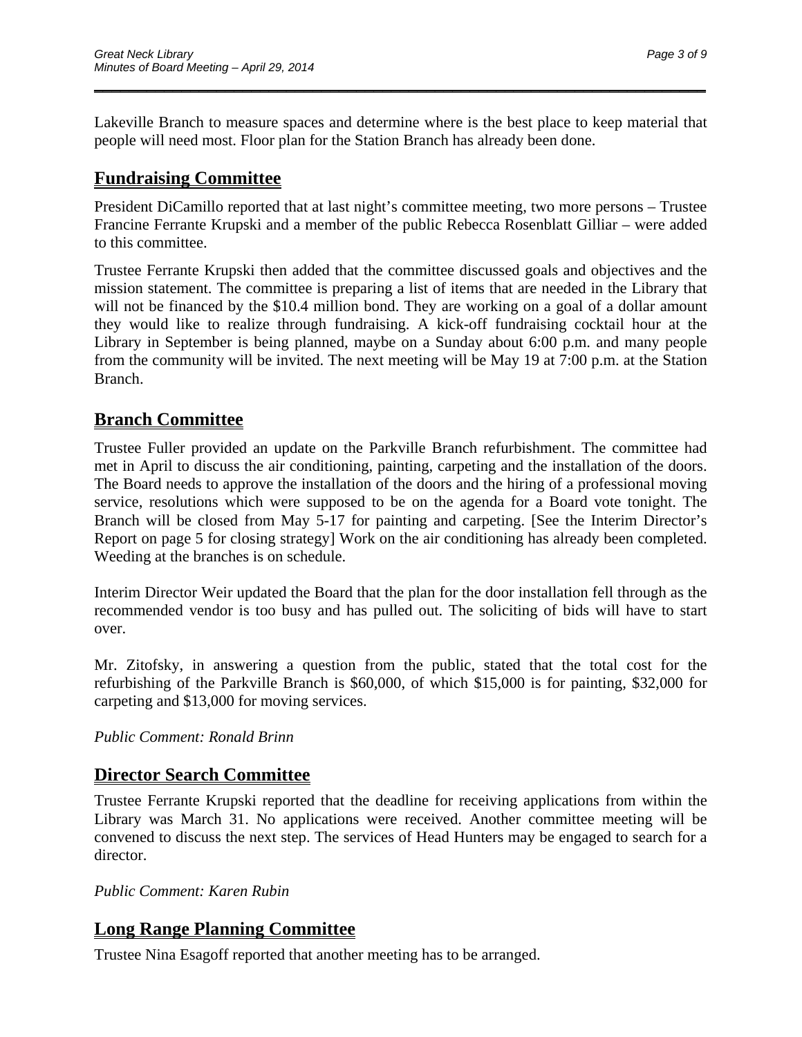Lakeville Branch to measure spaces and determine where is the best place to keep material that people will need most. Floor plan for the Station Branch has already been done.

## Fundraising Committee

President DiCamillo reported that at last night's committee meeting, two more persons – Trustee Francine Ferrante Krupski and a member of the public Rebecca Rosenblatt Gilliar – were added to this committee.

Trustee Ferrante Krupski then added that the committee discussed goals and objectives and the mission statement. The committee is preparing a list of items that are needed in the Library that will not be financed by the $10.4 million bond. They are working on a goal of a dollar amount they would like to realize through fundraising. A kick-off fundraising cocktail hour at the Library in September is being planned, maybe on a Sunday about 6:00 p.m. and many people from the community will be invited. The next meeting will be May 19 at 7:00 p.m. at the Station Branch.

## Branch Committee

Trustee Fuller provided an update on the Parkville Branch refurbishment. The committee had met in April to discuss the air conditioning, painting, carpeting and the installation of the doors. The Board needs to approve the installation of the doors and the hiring of a professional moving service, resolutions which were supposed to be on the agenda for a Board vote tonight. The Branch will be closed from May 5-17 for painting and carpeting. [See the Interim Director's Report on page 5 for closing strategy] Work on the air conditioning has already been completed. Weeding at the branches is on schedule.

Interim Director Weir updated the Board that the plan for the door installation fell through as the recommended vendor is too busy and has pulled out. The soliciting of bids will have to start over.

Mr. Zitofsky, in answering a question from the public, stated that the total cost for the refurbishing of the Parkville Branch is $60,000, of which $15,000 is for painting, $32,000 for carpeting and $13,000 for moving services.

*Public Comment: Ronald Brinn*

## Director Search Committee

Trustee Ferrante Krupski reported that the deadline for receiving applications from within the Library was March 31. No applications were received. Another committee meeting will be convened to discuss the next step. The services of Head Hunters may be engaged to search for a director.

*Public Comment: Karen Rubin*

## Long Range Planning Committee

Trustee Nina Esagoff reported that another meeting has to be arranged.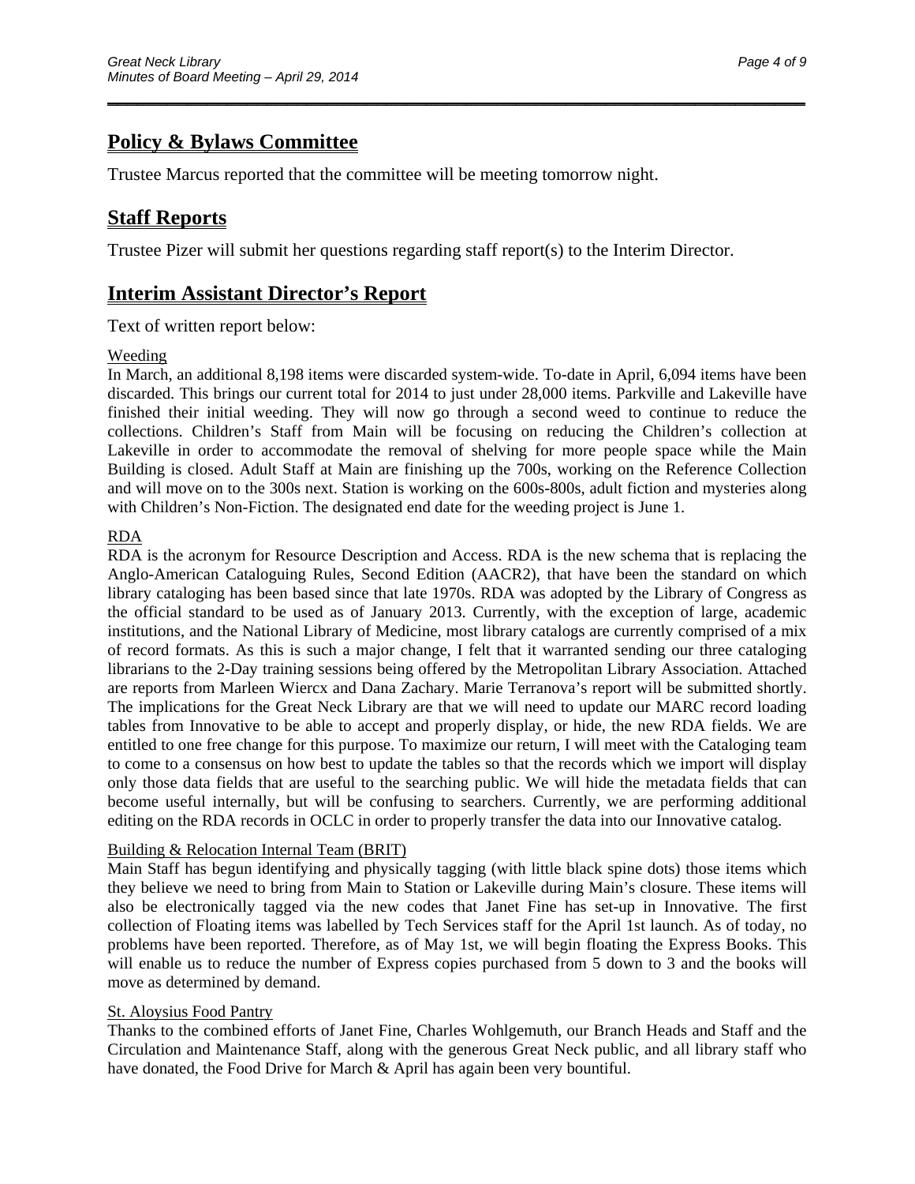## Policy & Bylaws Committee

Trustee Marcus reported that the committee will be meeting tomorrow night.

## Staff Reports

Trustee Pizer will submit her questions regarding staff report(s) to the Interim Director.

## Interim Assistant Director's Report

Text of written report below:

Weeding

In March, an additional 8,198 items were discarded system-wide. To-date in April, 6,094 items have been discarded. This brings our current total for 2014 to just under 28,000 items. Parkville and Lakeville have finished their initial weeding. They will now go through a second weed to continue to reduce the collections. Children's Staff from Main will be focusing on reducing the Children's collection at Lakeville in order to accommodate the removal of shelving for more people space while the Main Building is closed. Adult Staff at Main are finishing up the 700s, working on the Reference Collection and will move on to the 300s next. Station is working on the 600s-800s, adult fiction and mysteries along with Children's Non-Fiction. The designated end date for the weeding project is June 1.

RDA

RDA is the acronym for Resource Description and Access. RDA is the new schema that is replacing the Anglo-American Cataloguing Rules, Second Edition (AACR2), that have been the standard on which library cataloging has been based since that late 1970s. RDA was adopted by the Library of Congress as the official standard to be used as of January 2013. Currently, with the exception of large, academic institutions, and the National Library of Medicine, most library catalogs are currently comprised of a mix of record formats. As this is such a major change, I felt that it warranted sending our three cataloging librarians to the 2-Day training sessions being offered by the Metropolitan Library Association. Attached are reports from Marleen Wiercx and Dana Zachary. Marie Terranova's report will be submitted shortly. The implications for the Great Neck Library are that we will need to update our MARC record loading tables from Innovative to be able to accept and properly display, or hide, the new RDA fields. We are entitled to one free change for this purpose. To maximize our return, I will meet with the Cataloging team to come to a consensus on how best to update the tables so that the records which we import will display only those data fields that are useful to the searching public. We will hide the metadata fields that can become useful internally, but will be confusing to searchers. Currently, we are performing additional editing on the RDA records in OCLC in order to properly transfer the data into our Innovative catalog.

Building & Relocation Internal Team (BRIT)

Main Staff has begun identifying and physically tagging (with little black spine dots) those items which they believe we need to bring from Main to Station or Lakeville during Main's closure. These items will also be electronically tagged via the new codes that Janet Fine has set-up in Innovative. The first collection of Floating items was labelled by Tech Services staff for the April 1st launch. As of today, no problems have been reported. Therefore, as of May 1st, we will begin floating the Express Books. This will enable us to reduce the number of Express copies purchased from 5 down to 3 and the books will move as determined by demand.

St. Aloysius Food Pantry

Thanks to the combined efforts of Janet Fine, Charles Wohlgemuth, our Branch Heads and Staff and the Circulation and Maintenance Staff, along with the generous Great Neck public, and all library staff who have donated, the Food Drive for March & April has again been very bountiful.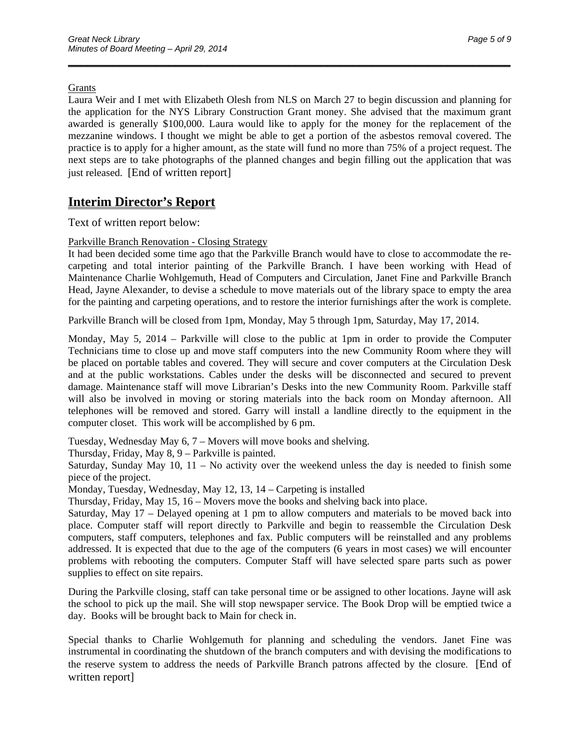Grants

Laura Weir and I met with Elizabeth Olesh from NLS on March 27 to begin discussion and planning for the application for the NYS Library Construction Grant money. She advised that the maximum grant awarded is generally $100,000. Laura would like to apply for the money for the replacement of the mezzanine windows. I thought we might be able to get a portion of the asbestos removal covered. The practice is to apply for a higher amount, as the state will fund no more than 75% of a project request. The next steps are to take photographs of the planned changes and begin filling out the application that was just released. [End of written report]

## Interim Director's Report

Text of written report below:

Parkville Branch Renovation - Closing Strategy

It had been decided some time ago that the Parkville Branch would have to close to accommodate the re-carpeting and total interior painting of the Parkville Branch. I have been working with Head of Maintenance Charlie Wohlgemuth, Head of Computers and Circulation, Janet Fine and Parkville Branch Head, Jayne Alexander, to devise a schedule to move materials out of the library space to empty the area for the painting and carpeting operations, and to restore the interior furnishings after the work is complete.

Parkville Branch will be closed from 1pm, Monday, May 5 through 1pm, Saturday, May 17, 2014.

Monday, May 5, 2014 – Parkville will close to the public at 1pm in order to provide the Computer Technicians time to close up and move staff computers into the new Community Room where they will be placed on portable tables and covered. They will secure and cover computers at the Circulation Desk and at the public workstations. Cables under the desks will be disconnected and secured to prevent damage. Maintenance staff will move Librarian's Desks into the new Community Room. Parkville staff will also be involved in moving or storing materials into the back room on Monday afternoon. All telephones will be removed and stored. Garry will install a landline directly to the equipment in the computer closet. This work will be accomplished by 6 pm.

Tuesday, Wednesday May 6, 7 – Movers will move books and shelving.
Thursday, Friday, May 8, 9 – Parkville is painted.
Saturday, Sunday May 10, 11 – No activity over the weekend unless the day is needed to finish some piece of the project.
Monday, Tuesday, Wednesday, May 12, 13, 14 – Carpeting is installed
Thursday, Friday, May 15, 16 – Movers move the books and shelving back into place.
Saturday, May 17 – Delayed opening at 1 pm to allow computers and materials to be moved back into place. Computer staff will report directly to Parkville and begin to reassemble the Circulation Desk computers, staff computers, telephones and fax. Public computers will be reinstalled and any problems addressed. It is expected that due to the age of the computers (6 years in most cases) we will encounter problems with rebooting the computers. Computer Staff will have selected spare parts such as power supplies to effect on site repairs.

During the Parkville closing, staff can take personal time or be assigned to other locations. Jayne will ask the school to pick up the mail. She will stop newspaper service. The Book Drop will be emptied twice a day. Books will be brought back to Main for check in.

Special thanks to Charlie Wohlgemuth for planning and scheduling the vendors. Janet Fine was instrumental in coordinating the shutdown of the branch computers and with devising the modifications to the reserve system to address the needs of Parkville Branch patrons affected by the closure. [End of written report]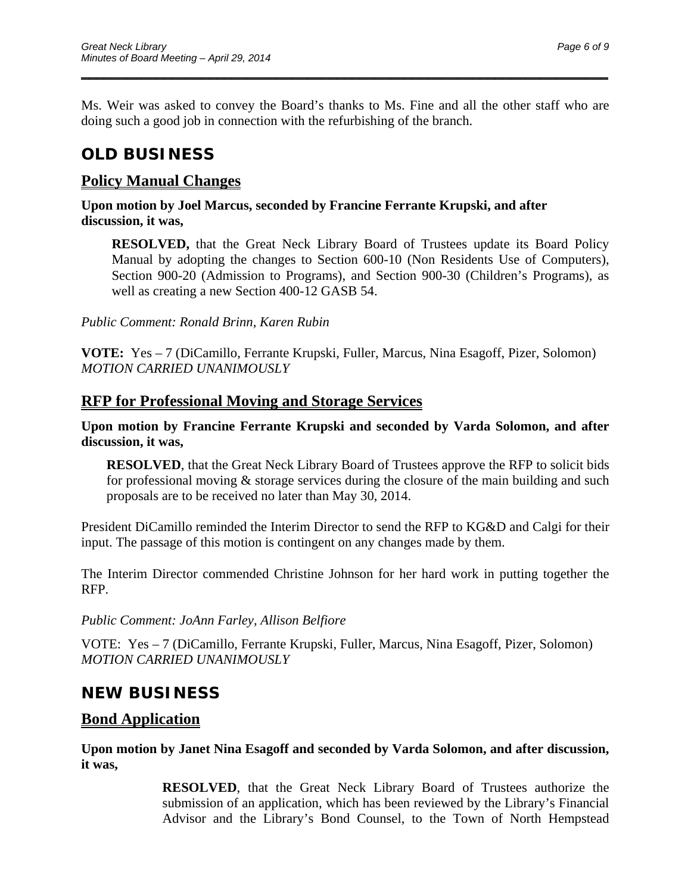Ms. Weir was asked to convey the Board's thanks to Ms. Fine and all the other staff who are doing such a good job in connection with the refurbishing of the branch.

# OLD BUSINESS

## Policy Manual Changes

**Upon motion by Joel Marcus, seconded by Francine Ferrante Krupski, and after discussion, it was,**

> **RESOLVED,** that the Great Neck Library Board of Trustees update its Board Policy Manual by adopting the changes to Section 600-10 (Non Residents Use of Computers), Section 900-20 (Admission to Programs), and Section 900-30 (Children's Programs), as well as creating a new Section 400-12 GASB 54.

*Public Comment: Ronald Brinn, Karen Rubin*

**VOTE:** Yes – 7 (DiCamillo, Ferrante Krupski, Fuller, Marcus, Nina Esagoff, Pizer, Solomon)
*MOTION CARRIED UNANIMOUSLY*

## RFP for Professional Moving and Storage Services

**Upon motion by Francine Ferrante Krupski and seconded by Varda Solomon, and after discussion, it was,**

> **RESOLVED**, that the Great Neck Library Board of Trustees approve the RFP to solicit bids for professional moving & storage services during the closure of the main building and such proposals are to be received no later than May 30, 2014.

President DiCamillo reminded the Interim Director to send the RFP to KG&D and Calgi for their input. The passage of this motion is contingent on any changes made by them.

The Interim Director commended Christine Johnson for her hard work in putting together the RFP.

*Public Comment: JoAnn Farley, Allison Belfiore*

VOTE: Yes – 7 (DiCamillo, Ferrante Krupski, Fuller, Marcus, Nina Esagoff, Pizer, Solomon)
*MOTION CARRIED UNANIMOUSLY*

# NEW BUSINESS

## Bond Application

**Upon motion by Janet Nina Esagoff and seconded by Varda Solomon, and after discussion, it was,**

> **RESOLVED**, that the Great Neck Library Board of Trustees authorize the submission of an application, which has been reviewed by the Library's Financial Advisor and the Library's Bond Counsel, to the Town of North Hempstead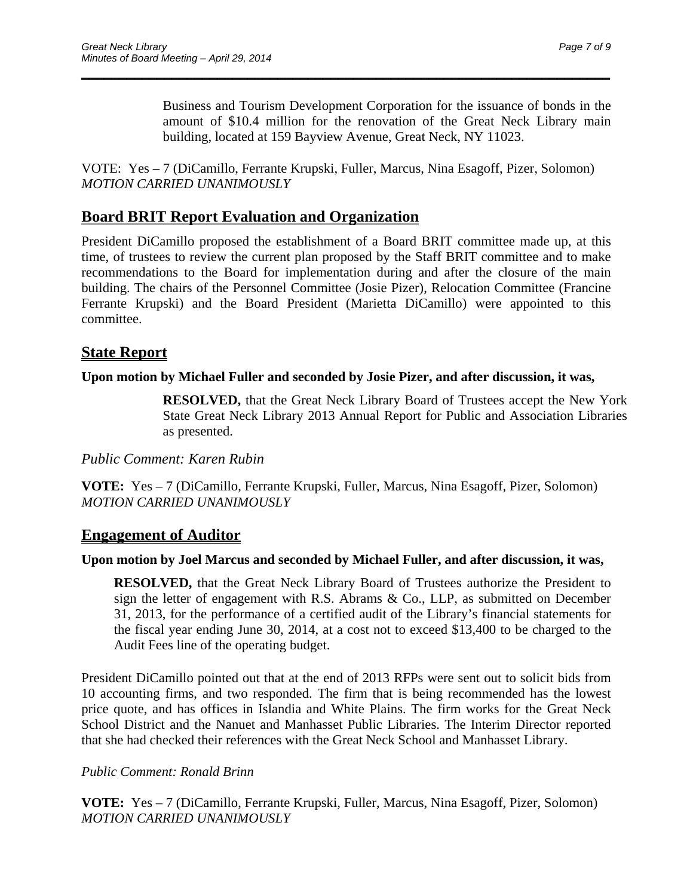Business and Tourism Development Corporation for the issuance of bonds in the amount of $10.4 million for the renovation of the Great Neck Library main building, located at 159 Bayview Avenue, Great Neck, NY 11023.

VOTE: Yes – 7 (DiCamillo, Ferrante Krupski, Fuller, Marcus, Nina Esagoff, Pizer, Solomon)
*MOTION CARRIED UNANIMOUSLY*

## Board BRIT Report Evaluation and Organization

President DiCamillo proposed the establishment of a Board BRIT committee made up, at this time, of trustees to review the current plan proposed by the Staff BRIT committee and to make recommendations to the Board for implementation during and after the closure of the main building. The chairs of the Personnel Committee (Josie Pizer), Relocation Committee (Francine Ferrante Krupski) and the Board President (Marietta DiCamillo) were appointed to this committee.

## State Report

**Upon motion by Michael Fuller and seconded by Josie Pizer, and after discussion, it was,**

> **RESOLVED,** that the Great Neck Library Board of Trustees accept the New York State Great Neck Library 2013 Annual Report for Public and Association Libraries as presented.

*Public Comment: Karen Rubin*

**VOTE:** Yes – 7 (DiCamillo, Ferrante Krupski, Fuller, Marcus, Nina Esagoff, Pizer, Solomon)
*MOTION CARRIED UNANIMOUSLY*

## Engagement of Auditor

**Upon motion by Joel Marcus and seconded by Michael Fuller, and after discussion, it was,**

> **RESOLVED,** that the Great Neck Library Board of Trustees authorize the President to sign the letter of engagement with R.S. Abrams & Co., LLP, as submitted on December 31, 2013, for the performance of a certified audit of the Library's financial statements for the fiscal year ending June 30, 2014, at a cost not to exceed $13,400 to be charged to the Audit Fees line of the operating budget.

President DiCamillo pointed out that at the end of 2013 RFPs were sent out to solicit bids from 10 accounting firms, and two responded. The firm that is being recommended has the lowest price quote, and has offices in Islandia and White Plains. The firm works for the Great Neck School District and the Nanuet and Manhasset Public Libraries. The Interim Director reported that she had checked their references with the Great Neck School and Manhasset Library.

*Public Comment: Ronald Brinn*

**VOTE:** Yes – 7 (DiCamillo, Ferrante Krupski, Fuller, Marcus, Nina Esagoff, Pizer, Solomon)
*MOTION CARRIED UNANIMOUSLY*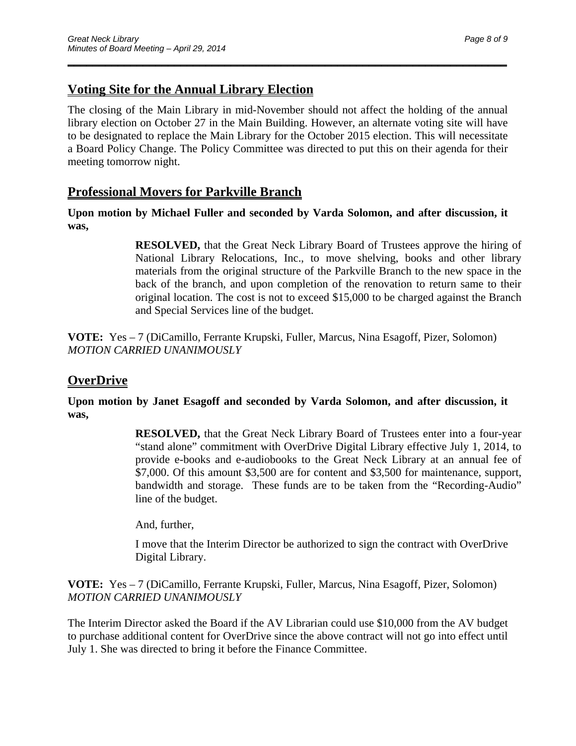## Voting Site for the Annual Library Election

The closing of the Main Library in mid-November should not affect the holding of the annual library election on October 27 in the Main Building. However, an alternate voting site will have to be designated to replace the Main Library for the October 2015 election. This will necessitate a Board Policy Change. The Policy Committee was directed to put this on their agenda for their meeting tomorrow night.

## Professional Movers for Parkville Branch

**Upon motion by Michael Fuller and seconded by Varda Solomon, and after discussion, it was,**

> **RESOLVED,** that the Great Neck Library Board of Trustees approve the hiring of National Library Relocations, Inc., to move shelving, books and other library materials from the original structure of the Parkville Branch to the new space in the back of the branch, and upon completion of the renovation to return same to their original location. The cost is not to exceed $15,000 to be charged against the Branch and Special Services line of the budget.

**VOTE:** Yes – 7 (DiCamillo, Ferrante Krupski, Fuller, Marcus, Nina Esagoff, Pizer, Solomon)
*MOTION CARRIED UNANIMOUSLY*

## OverDrive

**Upon motion by Janet Esagoff and seconded by Varda Solomon, and after discussion, it was,**

> **RESOLVED,** that the Great Neck Library Board of Trustees enter into a four-year "stand alone" commitment with OverDrive Digital Library effective July 1, 2014, to provide e-books and e-audiobooks to the Great Neck Library at an annual fee of $7,000. Of this amount $3,500 are for content and $3,500 for maintenance, support, bandwidth and storage. These funds are to be taken from the "Recording-Audio" line of the budget.
>
> And, further,
>
> I move that the Interim Director be authorized to sign the contract with OverDrive Digital Library.

**VOTE:** Yes – 7 (DiCamillo, Ferrante Krupski, Fuller, Marcus, Nina Esagoff, Pizer, Solomon)
*MOTION CARRIED UNANIMOUSLY*

The Interim Director asked the Board if the AV Librarian could use $10,000 from the AV budget to purchase additional content for OverDrive since the above contract will not go into effect until July 1. She was directed to bring it before the Finance Committee.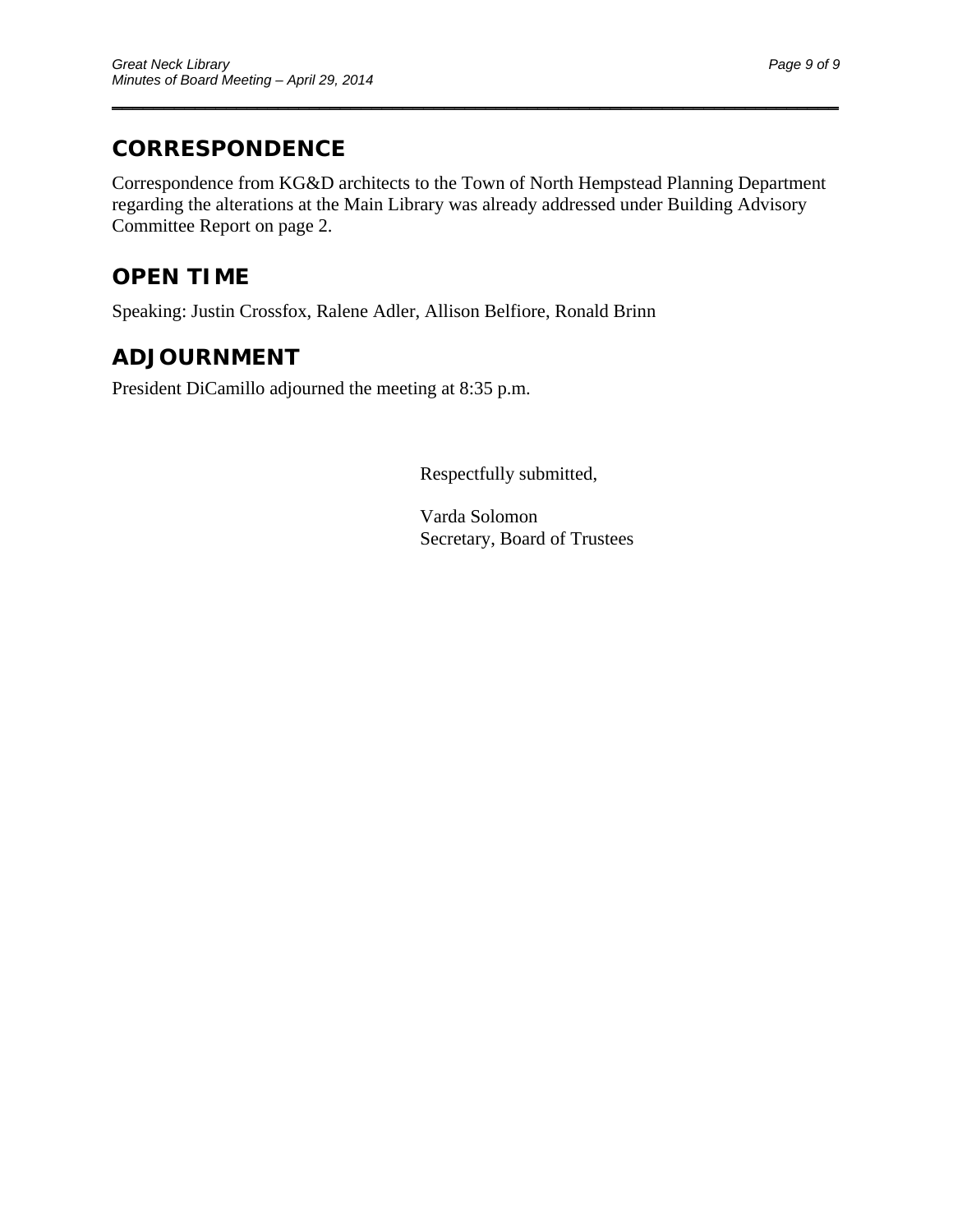## CORRESPONDENCE

Correspondence from KG&D architects to the Town of North Hempstead Planning Department regarding the alterations at the Main Library was already addressed under Building Advisory Committee Report on page 2.

## OPEN TIME

Speaking: Justin Crossfox, Ralene Adler, Allison Belfiore, Ronald Brinn

## ADJOURNMENT

President DiCamillo adjourned the meeting at 8:35 p.m.

Respectfully submitted,

Varda Solomon
Secretary, Board of Trustees